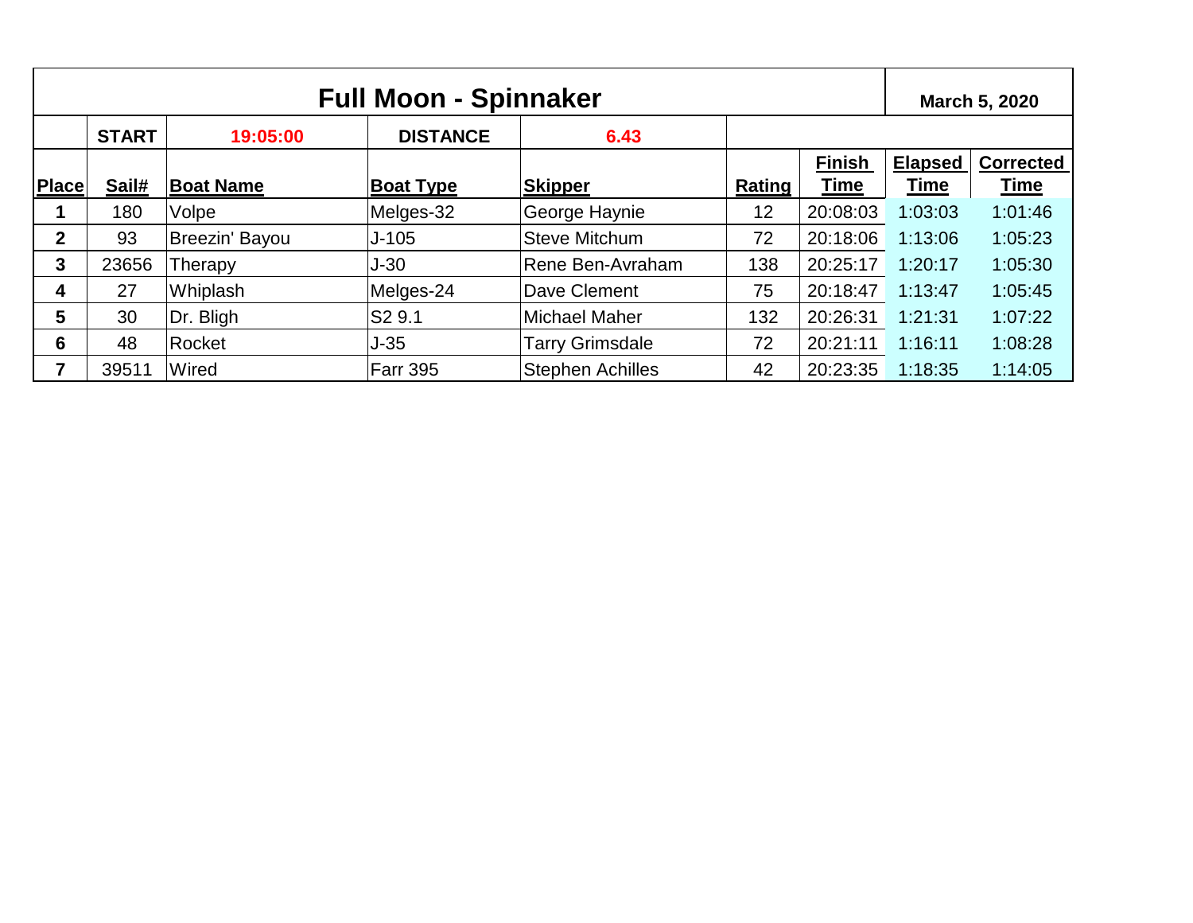# Full Moon - Spinnaker

**March 5, 2020**

| | START | 19:05:00 | DISTANCE | 6.43 | | | | |
|---|---|---|---|---|---|---|---|---|
| **Place** | **Sail#** | **Boat Name** | **Boat Type** | **Skipper** | **Rating** | **Finish Time** | **Elapsed Time** | **Corrected Time** |
| 1 | 180 | Volpe | Melges-32 | George Haynie | 12 | 20:08:03 | 1:03:03 | 1:01:46 |
| 2 | 93 | Breezin' Bayou | J-105 | Steve Mitchum | 72 | 20:18:06 | 1:13:06 | 1:05:23 |
| 3 | 23656 | Therapy | J-30 | Rene Ben-Avraham | 138 | 20:25:17 | 1:20:17 | 1:05:30 |
| 4 | 27 | Whiplash | Melges-24 | Dave Clement | 75 | 20:18:47 | 1:13:47 | 1:05:45 |
| 5 | 30 | Dr. Bligh | S2 9.1 | Michael Maher | 132 | 20:26:31 | 1:21:31 | 1:07:22 |
| 6 | 48 | Rocket | J-35 | Tarry Grimsdale | 72 | 20:21:11 | 1:16:11 | 1:08:28 |
| 7 | 39511 | Wired | Farr 395 | Stephen Achilles | 42 | 20:23:35 | 1:18:35 | 1:14:05 |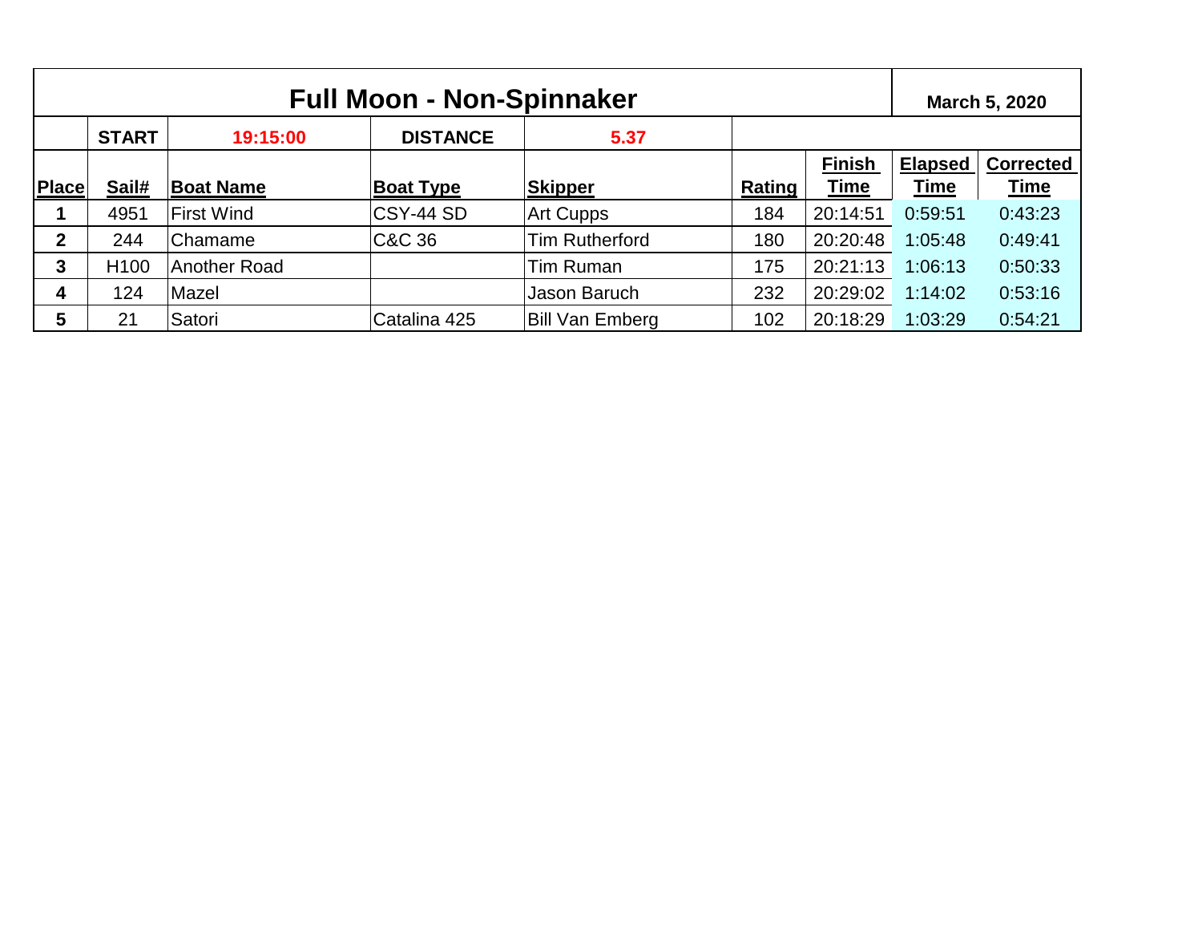# Full Moon - Non-Spinnaker

**March 5, 2020**

| | START | 19:15:00 | DISTANCE | 5.37 | | | | |
|---|---|---|---|---|---|---|---|---|
| **Place** | **Sail#** | **Boat Name** | **Boat Type** | **Skipper** | **Rating** | **Finish Time** | **Elapsed Time** | **Corrected Time** |
| 1 | 4951 | First Wind | CSY-44 SD | Art Cupps | 184 | 20:14:51 | 0:59:51 | 0:43:23 |
| 2 | 244 | Chamame | C&C 36 | Tim Rutherford | 180 | 20:20:48 | 1:05:48 | 0:49:41 |
| 3 | H100 | Another Road | | Tim Ruman | 175 | 20:21:13 | 1:06:13 | 0:50:33 |
| 4 | 124 | Mazel | | Jason Baruch | 232 | 20:29:02 | 1:14:02 | 0:53:16 |
| 5 | 21 | Satori | Catalina 425 | Bill Van Emberg | 102 | 20:18:29 | 1:03:29 | 0:54:21 |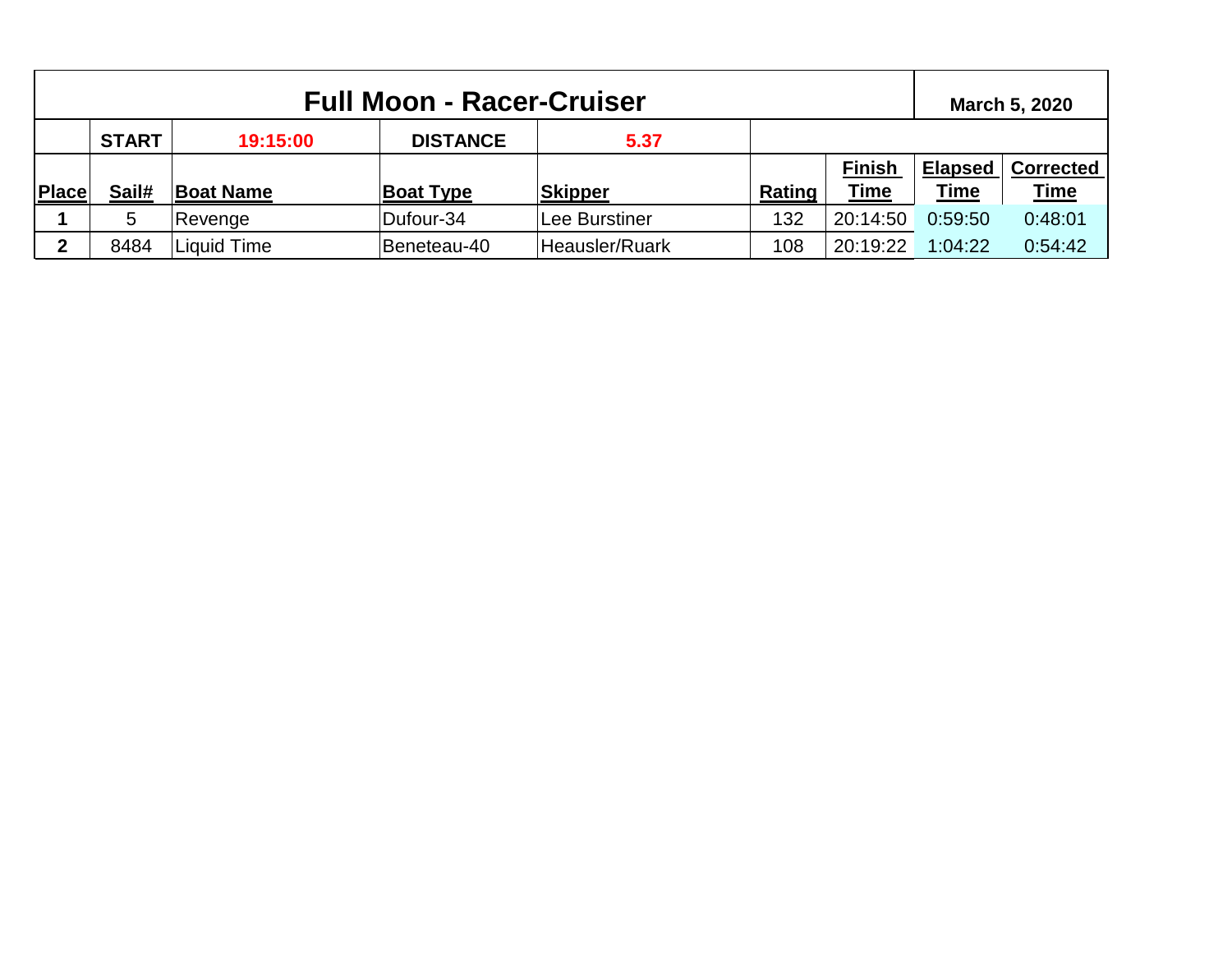# Full Moon - Racer-Cruiser

**March 5, 2020**

| | START | 19:15:00 | DISTANCE | 5.37 | | | | |
|---|---|---|---|---|---|---|---|---|
| **Place** | **Sail#** | **Boat Name** | **Boat Type** | **Skipper** | **Rating** | **Finish Time** | **Elapsed Time** | **Corrected Time** |
| **1** | 5 | Revenge | Dufour-34 | Lee Burstiner | 132 | 20:14:50 | 0:59:50 | 0:48:01 |
| **2** | 8484 | Liquid Time | Beneteau-40 | Heausler/Ruark | 108 | 20:19:22 | 1:04:22 | 0:54:42 |